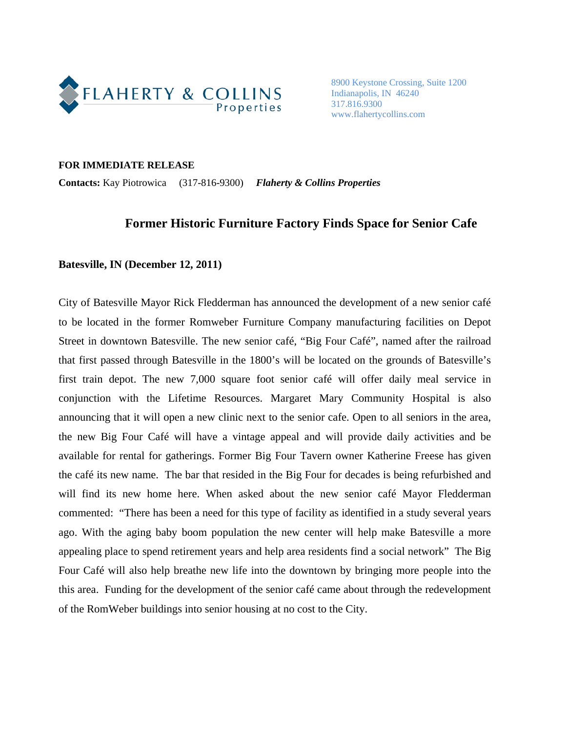FLAHERTY & COLLINS Properties

8900 Keystone Crossing, Suite 1200
Indianapolis, IN 46240
317.816.9300
www.flahertycollins.com

**FOR IMMEDIATE RELEASE**

**Contacts:** Kay Piotrowica (317-816-9300) ***Flaherty & Collins Properties***

## Former Historic Furniture Factory Finds Space for Senior Cafe

**Batesville, IN (December 12, 2011)**

City of Batesville Mayor Rick Fledderman has announced the development of a new senior café to be located in the former Romweber Furniture Company manufacturing facilities on Depot Street in downtown Batesville. The new senior café, "Big Four Café", named after the railroad that first passed through Batesville in the 1800's will be located on the grounds of Batesville's first train depot. The new 7,000 square foot senior café will offer daily meal service in conjunction with the Lifetime Resources. Margaret Mary Community Hospital is also announcing that it will open a new clinic next to the senior cafe. Open to all seniors in the area, the new Big Four Café will have a vintage appeal and will provide daily activities and be available for rental for gatherings. Former Big Four Tavern owner Katherine Freese has given the café its new name. The bar that resided in the Big Four for decades is being refurbished and will find its new home here. When asked about the new senior café Mayor Fledderman commented: "There has been a need for this type of facility as identified in a study several years ago. With the aging baby boom population the new center will help make Batesville a more appealing place to spend retirement years and help area residents find a social network" The Big Four Café will also help breathe new life into the downtown by bringing more people into the this area. Funding for the development of the senior café came about through the redevelopment of the RomWeber buildings into senior housing at no cost to the City.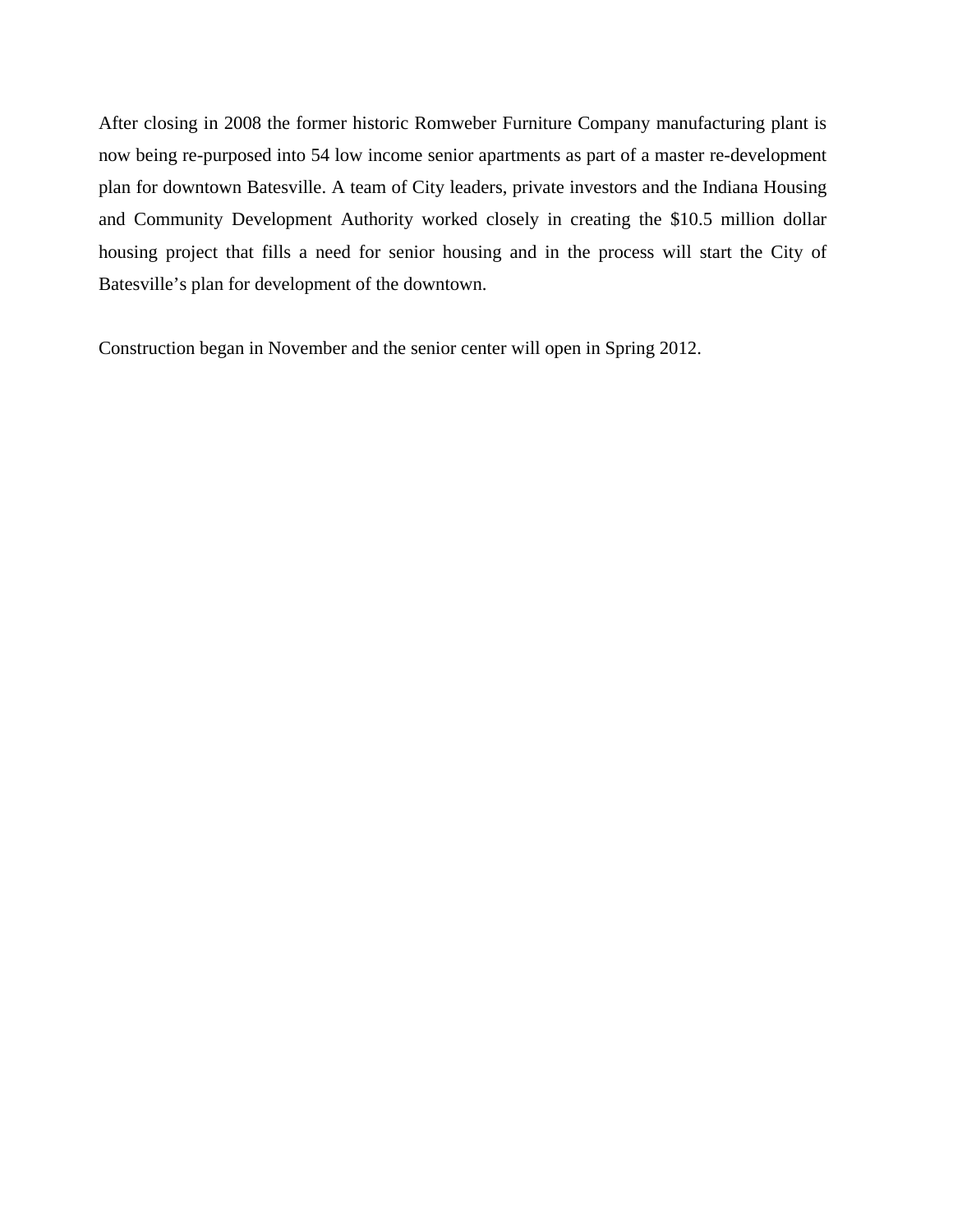After closing in 2008 the former historic Romweber Furniture Company manufacturing plant is now being re-purposed into 54 low income senior apartments as part of a master re-development plan for downtown Batesville. A team of City leaders, private investors and the Indiana Housing and Community Development Authority worked closely in creating the $10.5 million dollar housing project that fills a need for senior housing and in the process will start the City of Batesville's plan for development of the downtown.

Construction began in November and the senior center will open in Spring 2012.